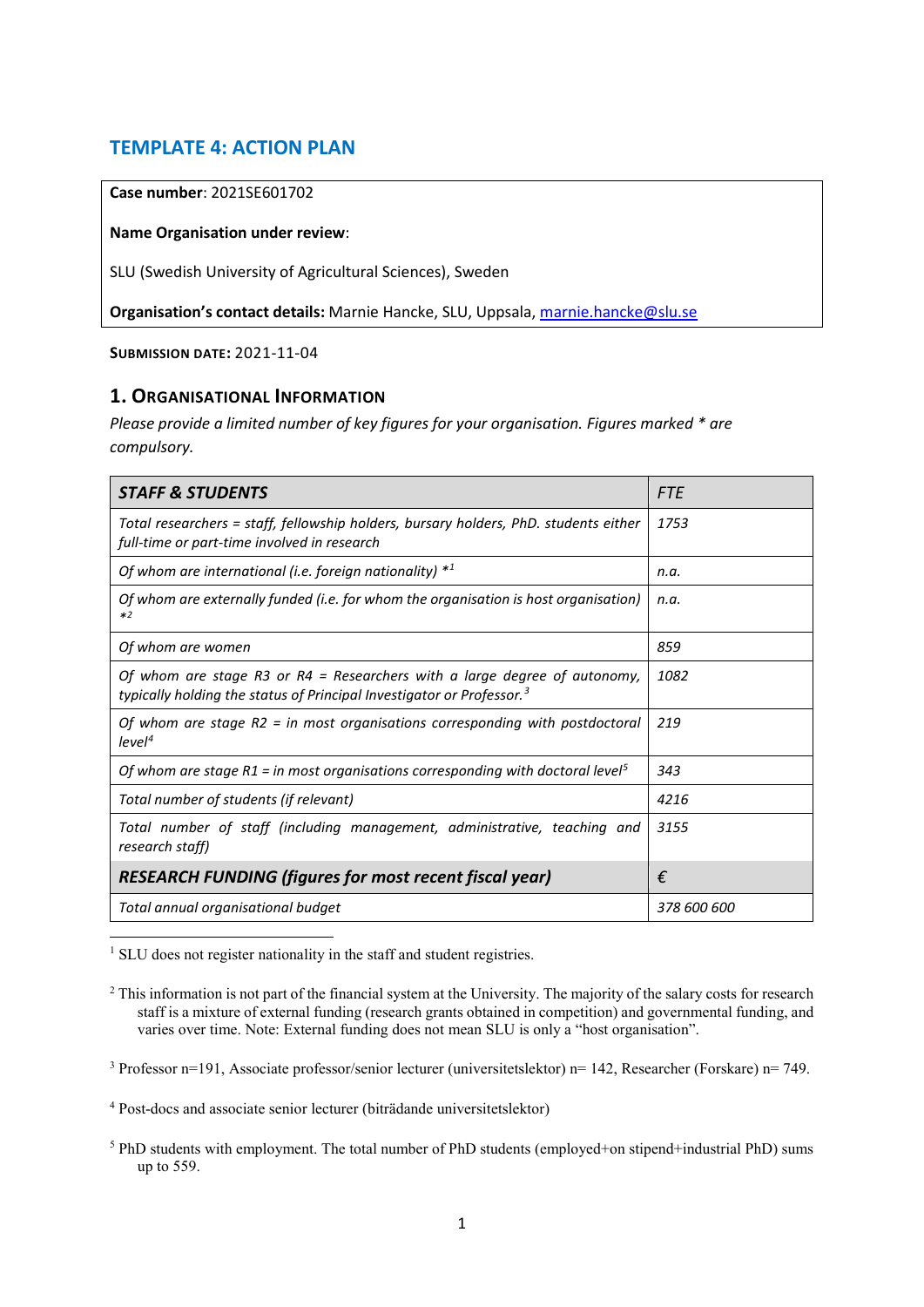# TEMPLATE 4: ACTION PLAN

**Case number**: 2021SE601702

**Name Organisation under review**:

SLU (Swedish University of Agricultural Sciences), Sweden

**Organisation's contact details:** Marnie Hancke, SLU, Uppsala, marnie.hancke@slu.se

**SUBMISSION DATE:** 2021-11-04

## 1. ORGANISATIONAL INFORMATION

*Please provide a limited number of key figures for your organisation. Figures marked * are compulsory.*

| ***STAFF & STUDENTS*** | *FTE* |
|---|---|
| *Total researchers = staff, fellowship holders, bursary holders, PhD. students either full-time or part-time involved in research* | *1753* |
| *Of whom are international (i.e. foreign nationality) *[1]* | *n.a.* |
| *Of whom are externally funded (i.e. for whom the organisation is host organisation) *[2]* | *n.a.* |
| *Of whom are women* | *859* |
| *Of whom are stage R3 or R4 = Researchers with a large degree of autonomy, typically holding the status of Principal Investigator or Professor.*[3] | *1082* |
| *Of whom are stage R2 = in most organisations corresponding with postdoctoral level*[4] | *219* |
| *Of whom are stage R1 = in most organisations corresponding with doctoral level*[5] | *343* |
| *Total number of students (if relevant)* | *4216* |
| *Total number of staff (including management, administrative, teaching and research staff)* | *3155* |
| ***RESEARCH FUNDING (figures for most recent fiscal year)*** | *€* |
| *Total annual organisational budget* | *378 600 600* |

[1] SLU does not register nationality in the staff and student registries.

[2] This information is not part of the financial system at the University. The majority of the salary costs for research staff is a mixture of external funding (research grants obtained in competition) and governmental funding, and varies over time. Note: External funding does not mean SLU is only a "host organisation".

[3] Professor n=191, Associate professor/senior lecturer (universitetslektor) n= 142, Researcher (Forskare) n= 749.

[4] Post-docs and associate senior lecturer (biträdande universitetslektor)

[5] PhD students with employment. The total number of PhD students (employed+on stipend+industrial PhD) sums up to 559.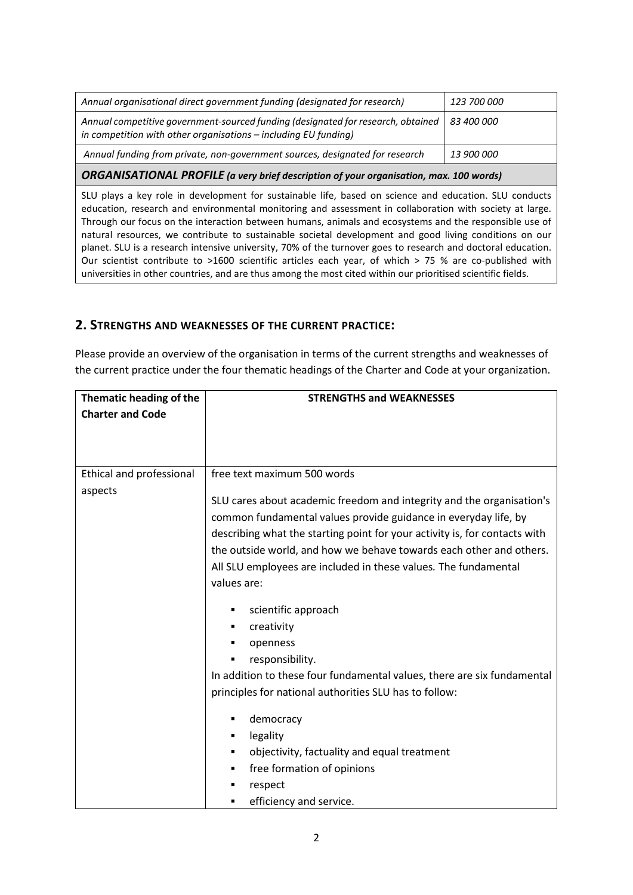| | |
|---|---|
| *Annual organisational direct government funding (designated for research)* | *123 700 000* |
| *Annual competitive government-sourced funding (designated for research, obtained in competition with other organisations – including EU funding)* | *83 400 000* |
| *Annual funding from private, non-government sources, designated for research* | *13 900 000* |

***ORGANISATIONAL PROFILE** (a very brief description of your organisation, max. 100 words)*

SLU plays a key role in development for sustainable life, based on science and education. SLU conducts education, research and environmental monitoring and assessment in collaboration with society at large. Through our focus on the interaction between humans, animals and ecosystems and the responsible use of natural resources, we contribute to sustainable societal development and good living conditions on our planet. SLU is a research intensive university, 70% of the turnover goes to research and doctoral education. Our scientist contribute to >1600 scientific articles each year, of which > 75 % are co-published with universities in other countries, and are thus among the most cited within our prioritised scientific fields.

## 2. Strengths and weaknesses of the current practice:

Please provide an overview of the organisation in terms of the current strengths and weaknesses of the current practice under the four thematic headings of the Charter and Code at your organization.

| Thematic heading of the Charter and Code | STRENGTHS and WEAKNESSES |
|---|---|
| Ethical and professional aspects | free text maximum 500 words<br><br>SLU cares about academic freedom and integrity and the organisation's common fundamental values provide guidance in everyday life, by describing what the starting point for your activity is, for contacts with the outside world, and how we behave towards each other and others. All SLU employees are included in these values. The fundamental values are:<br><br>▪ scientific approach<br>▪ creativity<br>▪ openness<br>▪ responsibility.<br><br>In addition to these four fundamental values, there are six fundamental principles for national authorities SLU has to follow:<br><br>▪ democracy<br>▪ legality<br>▪ objectivity, factuality and equal treatment<br>▪ free formation of opinions<br>▪ respect<br>▪ efficiency and service. |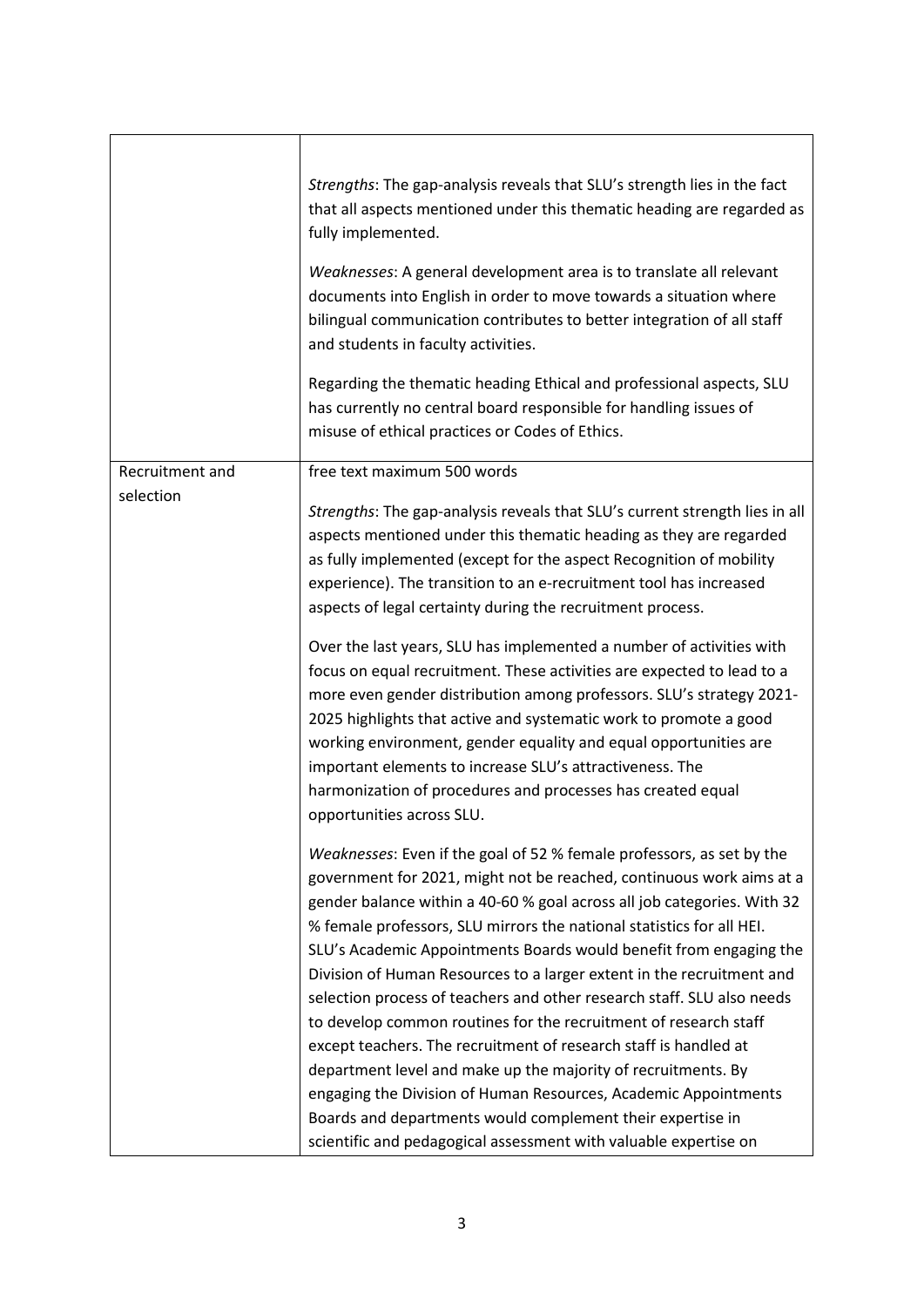| | |
|---|---|
| | *Strengths*: The gap-analysis reveals that SLU's strength lies in the fact that all aspects mentioned under this thematic heading are regarded as fully implemented.<br><br>*Weaknesses*: A general development area is to translate all relevant documents into English in order to move towards a situation where bilingual communication contributes to better integration of all staff and students in faculty activities.<br><br>Regarding the thematic heading Ethical and professional aspects, SLU has currently no central board responsible for handling issues of misuse of ethical practices or Codes of Ethics. |
| Recruitment and selection | free text maximum 500 words<br><br>*Strengths*: The gap-analysis reveals that SLU's current strength lies in all aspects mentioned under this thematic heading as they are regarded as fully implemented (except for the aspect Recognition of mobility experience). The transition to an e-recruitment tool has increased aspects of legal certainty during the recruitment process.<br><br>Over the last years, SLU has implemented a number of activities with focus on equal recruitment. These activities are expected to lead to a more even gender distribution among professors. SLU's strategy 2021-2025 highlights that active and systematic work to promote a good working environment, gender equality and equal opportunities are important elements to increase SLU's attractiveness. The harmonization of procedures and processes has created equal opportunities across SLU.<br><br>*Weaknesses*: Even if the goal of 52 % female professors, as set by the government for 2021, might not be reached, continuous work aims at a gender balance within a 40-60 % goal across all job categories. With 32 % female professors, SLU mirrors the national statistics for all HEI. SLU's Academic Appointments Boards would benefit from engaging the Division of Human Resources to a larger extent in the recruitment and selection process of teachers and other research staff. SLU also needs to develop common routines for the recruitment of research staff except teachers. The recruitment of research staff is handled at department level and make up the majority of recruitments. By engaging the Division of Human Resources, Academic Appointments Boards and departments would complement their expertise in scientific and pedagogical assessment with valuable expertise on |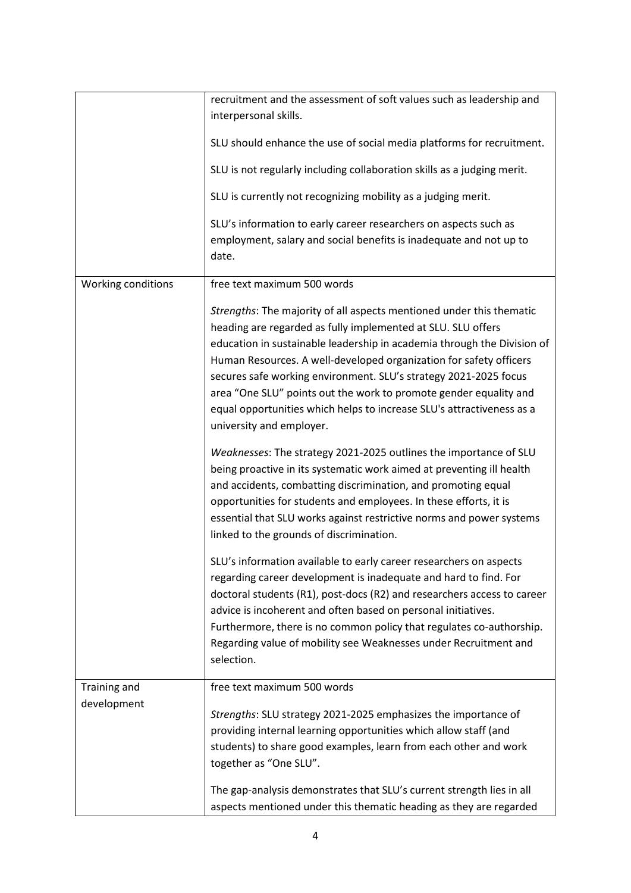| | |
|---|---|
| | recruitment and the assessment of soft values such as leadership and interpersonal skills.<br><br>SLU should enhance the use of social media platforms for recruitment.<br><br>SLU is not regularly including collaboration skills as a judging merit.<br><br>SLU is currently not recognizing mobility as a judging merit.<br><br>SLU's information to early career researchers on aspects such as employment, salary and social benefits is inadequate and not up to date. |
| Working conditions | free text maximum 500 words<br><br>*Strengths*: The majority of all aspects mentioned under this thematic heading are regarded as fully implemented at SLU. SLU offers education in sustainable leadership in academia through the Division of Human Resources. A well-developed organization for safety officers secures safe working environment. SLU's strategy 2021-2025 focus area "One SLU" points out the work to promote gender equality and equal opportunities which helps to increase SLU's attractiveness as a university and employer.<br><br>*Weaknesses*: The strategy 2021-2025 outlines the importance of SLU being proactive in its systematic work aimed at preventing ill health and accidents, combatting discrimination, and promoting equal opportunities for students and employees. In these efforts, it is essential that SLU works against restrictive norms and power systems linked to the grounds of discrimination.<br><br>SLU's information available to early career researchers on aspects regarding career development is inadequate and hard to find. For doctoral students (R1), post-docs (R2) and researchers access to career advice is incoherent and often based on personal initiatives. Furthermore, there is no common policy that regulates co-authorship. Regarding value of mobility see Weaknesses under Recruitment and selection. |
| Training and development | free text maximum 500 words<br><br>*Strengths*: SLU strategy 2021-2025 emphasizes the importance of providing internal learning opportunities which allow staff (and students) to share good examples, learn from each other and work together as "One SLU".<br><br>The gap-analysis demonstrates that SLU's current strength lies in all aspects mentioned under this thematic heading as they are regarded |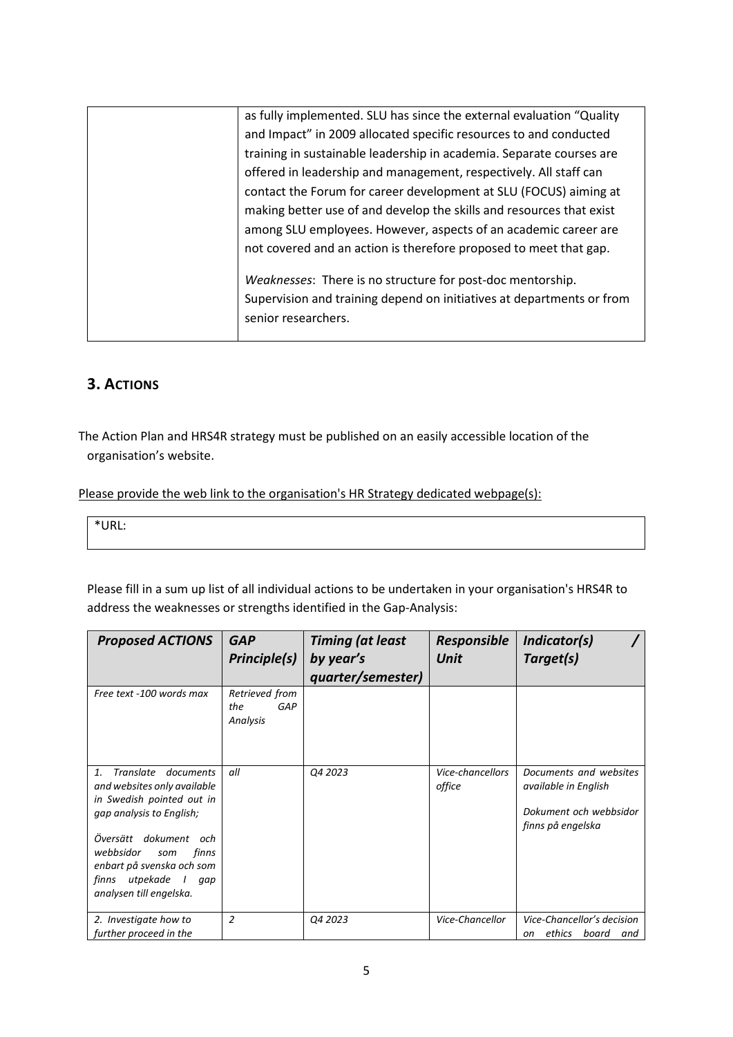| | as fully implemented. SLU has since the external evaluation "Quality and Impact" in 2009 allocated specific resources to and conducted training in sustainable leadership in academia. Separate courses are offered in leadership and management, respectively. All staff can contact the Forum for career development at SLU (FOCUS) aiming at making better use of and develop the skills and resources that exist among SLU employees. However, aspects of an academic career are not covered and an action is therefore proposed to meet that gap.<br><br>*Weaknesses*: There is no structure for post-doc mentorship. Supervision and training depend on initiatives at departments or from senior researchers. |
|---|---|

## 3. ACTIONS

The Action Plan and HRS4R strategy must be published on an easily accessible location of the organisation's website.

Please provide the web link to the organisation's HR Strategy dedicated webpage(s):

| *URL: |
|---|

Please fill in a sum up list of all individual actions to be undertaken in your organisation's HRS4R to address the weaknesses or strengths identified in the Gap-Analysis:

| ***Proposed ACTIONS*** | ***GAP Principle(s)*** | ***Timing (at least by year's quarter/semester)*** | ***Responsible Unit*** | ***Indicator(s) / Target(s)*** |
|---|---|---|---|---|
| *Free text -100 words max* | *Retrieved from the GAP Analysis* | | | |
| *1. Translate documents and websites only available in Swedish pointed out in gap analysis to English;*<br><br>*Översätt dokument och webbsidor som finns enbart på svenska och som finns utpekade I gap analysen till engelska.* | *all* | *Q4 2023* | *Vice-chancellors office* | *Documents and websites available in English*<br><br>*Dokument och webbsidor finns på engelska* |
| *2. Investigate how to further proceed in the* | *2* | *Q4 2023* | *Vice-Chancellor* | *Vice-Chancellor's decision on ethics board and* |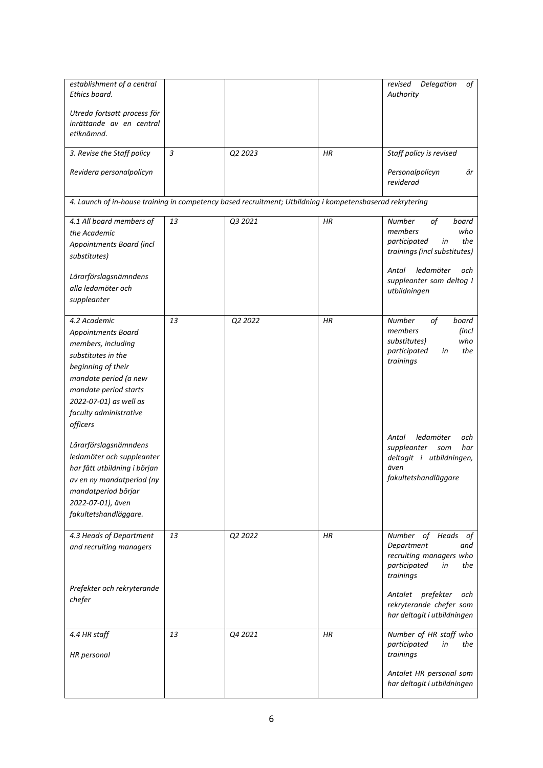| | | | | |
|---|---|---|---|---|
| *establishment of a central Ethics board.*<br><br>*Utreda fortsatt process för inrättande av en central etiknämnd.* | | | | *revised Delegation of Authority* |
| *3. Revise the Staff policy*<br><br>*Revidera personalpolicyn* | *3* | *Q2 2023* | *HR* | *Staff policy is revised*<br><br>*Personalpolicyn är reviderad* |
| *4. Launch of in-house training in competency based recruitment; Utbildning i kompetensbaserad rekrytering* | | | | |
| *4.1 All board members of the Academic Appointments Board (incl substitutes)*<br><br>*Lärarförslagsnämndens alla ledamöter och suppleanter* | *13* | *Q3 2021* | *HR* | *Number of board members who participated in the trainings (incl substitutes)*<br><br>*Antal ledamöter och suppleanter som deltog I utbildningen* |
| *4.2 Academic Appointments Board members, including substitutes in the beginning of their mandate period (a new mandate period starts 2022-07-01) as well as faculty administrative officers*<br><br>*Lärarförslagsnämndens ledamöter och suppleanter har fått utbildning i början av en ny mandatperiod (ny mandatperiod börjar 2022-07-01), även fakultetshandläggare.* | *13* | *Q2 2022* | *HR* | *Number of board members (incl substitutes) who participated in the trainings*<br><br>*Antal ledamöter och suppleanter som har deltagit i utbildningen, även fakultetshandläggare* |
| *4.3 Heads of Department and recruiting managers*<br><br>*Prefekter och rekryterande chefer* | *13* | *Q2 2022* | *HR* | *Number of Heads of Department and recruiting managers who participated in the trainings*<br><br>*Antalet prefekter och rekryterande chefer som har deltagit i utbildningen* |
| *4.4 HR staff*<br><br>*HR personal* | *13* | *Q4 2021* | *HR* | *Number of HR staff who participated in the trainings*<br><br>*Antalet HR personal som har deltagit i utbildningen* |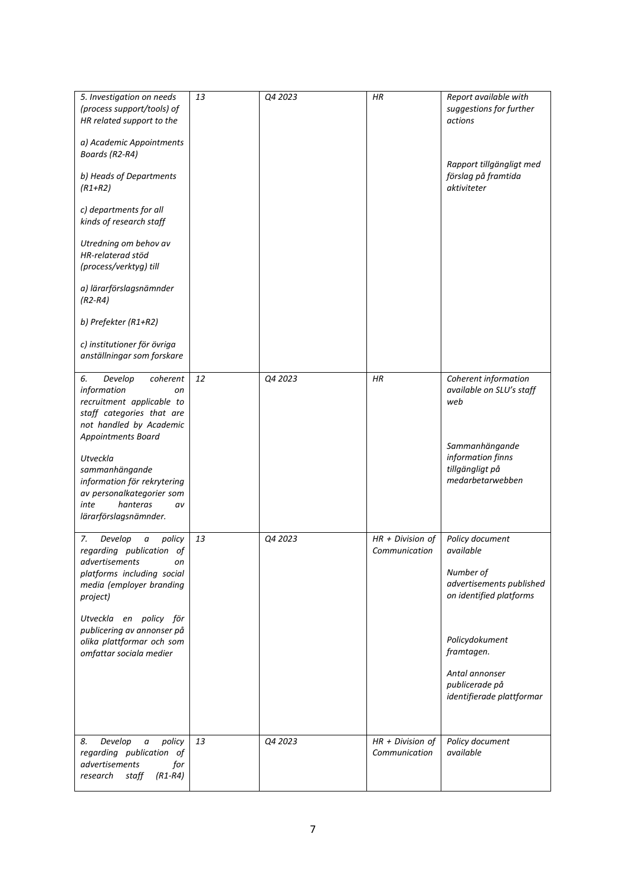| | | | | |
|---|---|---|---|---|
| *5. Investigation on needs (process support/tools) of HR related support to the*<br><br>*a) Academic Appointments Boards (R2-R4)*<br><br>*b) Heads of Departments (R1+R2)*<br><br>*c) departments for all kinds of research staff*<br><br>*Utredning om behov av HR-relaterad stöd (process/verktyg) till*<br><br>*a) lärarförslagsnämnder (R2-R4)*<br><br>*b) Prefekter (R1+R2)*<br><br>*c) institutioner för övriga anställningar som forskare* | *13* | *Q4 2023* | *HR* | *Report available with suggestions for further actions*<br><br>*Rapport tillgängligt med förslag på framtida aktiviteter* |
| *6. Develop coherent information on recruitment applicable to staff categories that are not handled by Academic Appointments Board*<br><br>*Utveckla sammanhängande information för rekrytering av personalkategorier som inte hanteras av lärarförslagsnämnder.* | *12* | *Q4 2023* | *HR* | *Coherent information available on SLU's staff web*<br><br>*Sammanhängande information finns tillgängligt på medarbetarwebben* |
| *7. Develop a policy regarding publication of advertisements on platforms including social media (employer branding project)*<br><br>*Utveckla en policy för publicering av annonser på olika plattformar och som omfattar sociala medier* | *13* | *Q4 2023* | *HR + Division of Communication* | *Policy document available*<br><br>*Number of advertisements published on identified platforms*<br><br>*Policydokument framtagen.*<br><br>*Antal annonser publicerade på identifierade plattformar* |
| *8. Develop a policy regarding publication of advertisements for research staff (R1-R4)* | *13* | *Q4 2023* | *HR + Division of Communication* | *Policy document available* |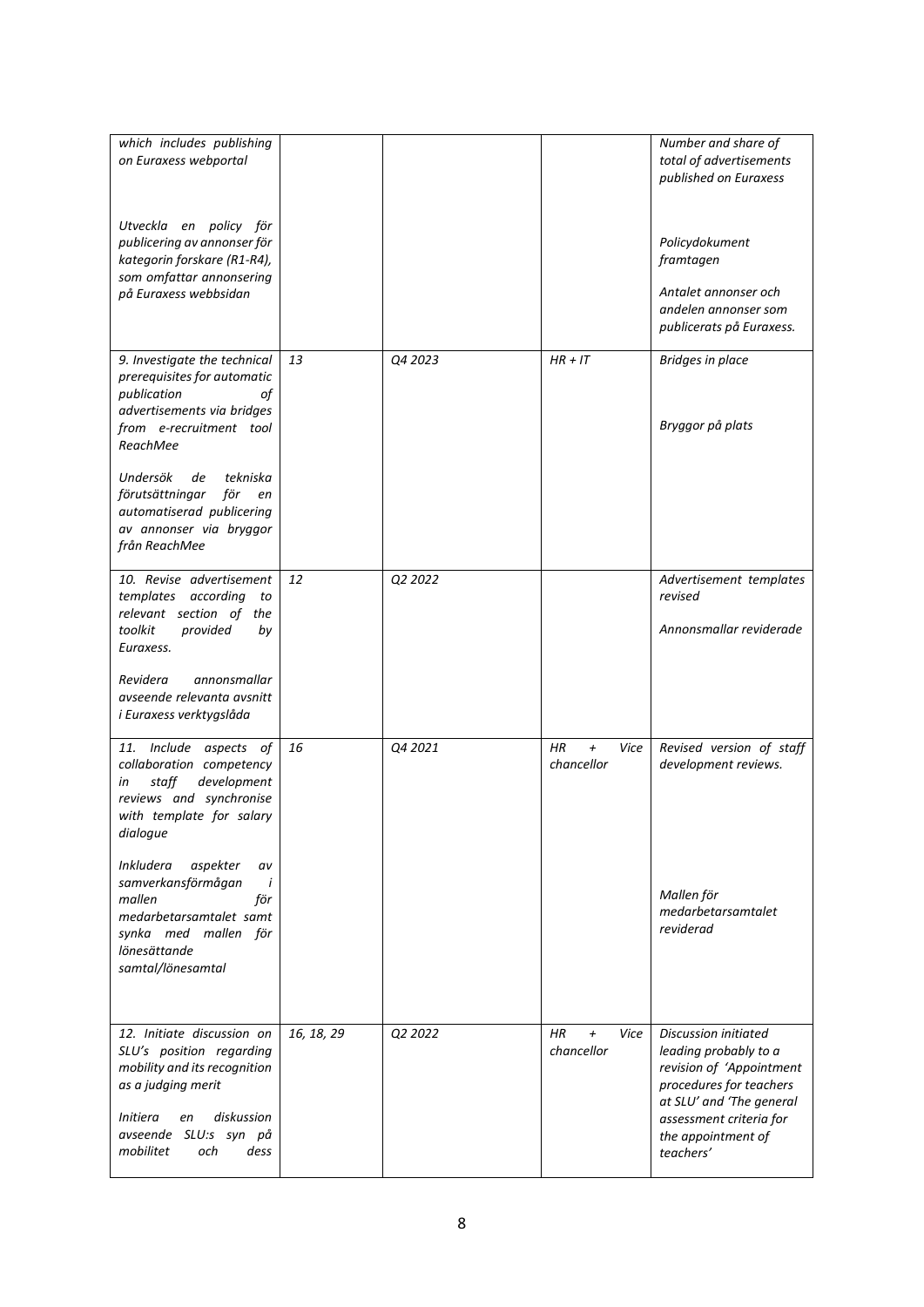| | | | | |
|---|---|---|---|---|
| *which includes publishing on Euraxess webportal*<br><br>*Utveckla en policy för publicering av annonser för kategorin forskare (R1-R4), som omfattar annonsering på Euraxess webbsidan* | | | | *Number and share of total of advertisements published on Euraxess*<br><br>*Policydokument framtagen*<br><br>*Antalet annonser och andelen annonser som publicerats på Euraxess.* |
| *9. Investigate the technical prerequisites for automatic publication of advertisements via bridges from e-recruitment tool ReachMee*<br><br>*Undersök de tekniska förutsättningar för en automatiserad publicering av annonser via bryggor från ReachMee* | *13* | *Q4 2023* | *HR + IT* | *Bridges in place*<br><br>*Bryggor på plats* |
| *10. Revise advertisement templates according to relevant section of the toolkit provided by Euraxess.*<br><br>*Revidera annonsmallar avseende relevanta avsnitt i Euraxess verktygslåda* | *12* | *Q2 2022* | | *Advertisement templates revised*<br><br>*Annonsmallar reviderade* |
| *11. Include aspects of collaboration competency in staff development reviews and synchronise with template for salary dialogue*<br><br>*Inkludera aspekter av samverkansförmågan i mallen för medarbetarsamtalet samt synka med mallen för lönesättande samtal/lönesamtal* | *16* | *Q4 2021* | *HR + Vice chancellor* | *Revised version of staff development reviews.*<br><br>*Mallen för medarbetarsamtalet reviderad* |
| *12. Initiate discussion on SLU's position regarding mobility and its recognition as a judging merit*<br><br>*Initiera en diskussion avseende SLU:s syn på mobilitet och dess* | *16, 18, 29* | *Q2 2022* | *HR + Vice chancellor* | *Discussion initiated leading probably to a revision of 'Appointment procedures for teachers at SLU' and 'The general assessment criteria for the appointment of teachers'* |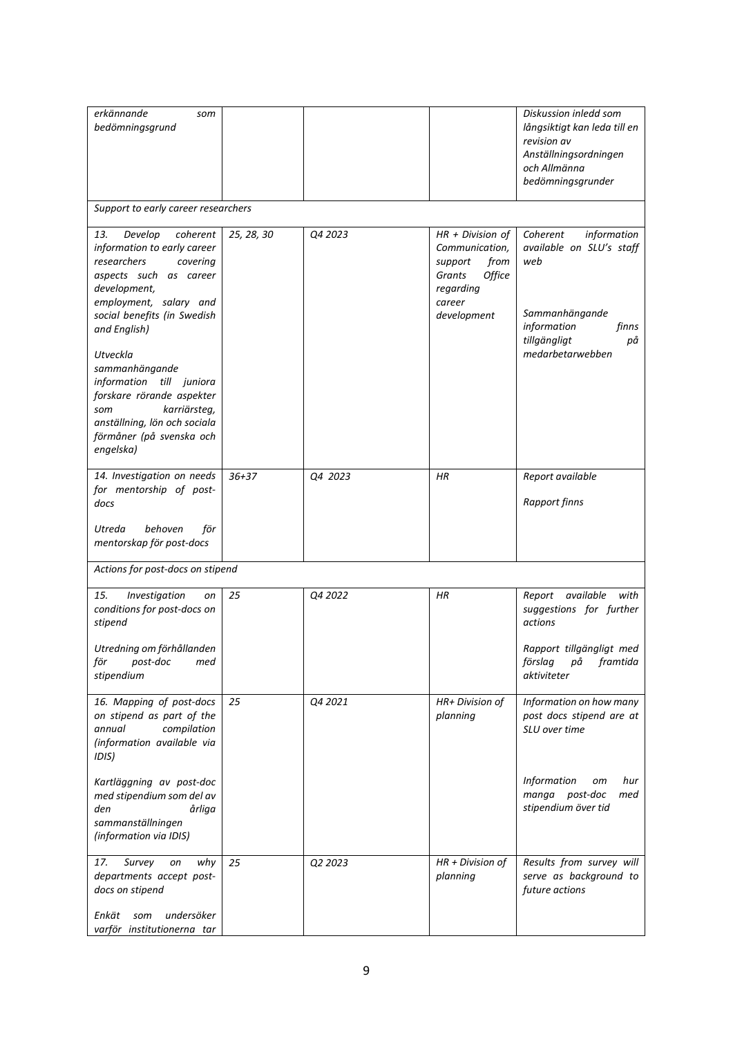| | | | | |
|---|---|---|---|---|
| *erkännande som bedömningsgrund* | | | | *Diskussion inledd som långsiktigt kan leda till en revision av Anställningsordningen och Allmänna bedömningsgrunder* |
| *Support to early career researchers* | | | | |
| *13. Develop coherent information to early career researchers covering aspects such as career development, employment, salary and social benefits (in Swedish and English)*<br><br>*Utveckla sammanhängande information till juniora forskare rörande aspekter som karriärsteg, anställning, lön och sociala förmåner (på svenska och engelska)* | *25, 28, 30* | *Q4 2023* | *HR + Division of Communication, support from Grants Office regarding career development* | *Coherent information available on SLU's staff web*<br><br>*Sammanhängande information finns tillgängligt på medarbetarwebben* |
| *14. Investigation on needs for mentorship of post-docs*<br><br>*Utreda behoven för mentorskap för post-docs* | *36+37* | *Q4 2023* | *HR* | *Report available*<br><br>*Rapport finns* |
| *Actions for post-docs on stipend* | | | | |
| *15. Investigation on conditions for post-docs on stipend*<br><br>*Utredning om förhållanden för post-doc med stipendium* | *25* | *Q4 2022* | *HR* | *Report available with suggestions for further actions*<br><br>*Rapport tillgängligt med förslag på framtida aktiviteter* |
| *16. Mapping of post-docs on stipend as part of the annual compilation (information available via IDIS)*<br><br>*Kartläggning av post-doc med stipendium som del av den årliga sammanställningen (information via IDIS)* | *25* | *Q4 2021* | *HR+ Division of planning* | *Information on how many post docs stipend are at SLU over time*<br><br>*Information om hur manga post-doc med stipendium över tid* |
| *17. Survey on why departments accept post-docs on stipend*<br><br>*Enkät som undersöker varför institutionerna tar* | *25* | *Q2 2023* | *HR + Division of planning* | *Results from survey will serve as background to future actions* |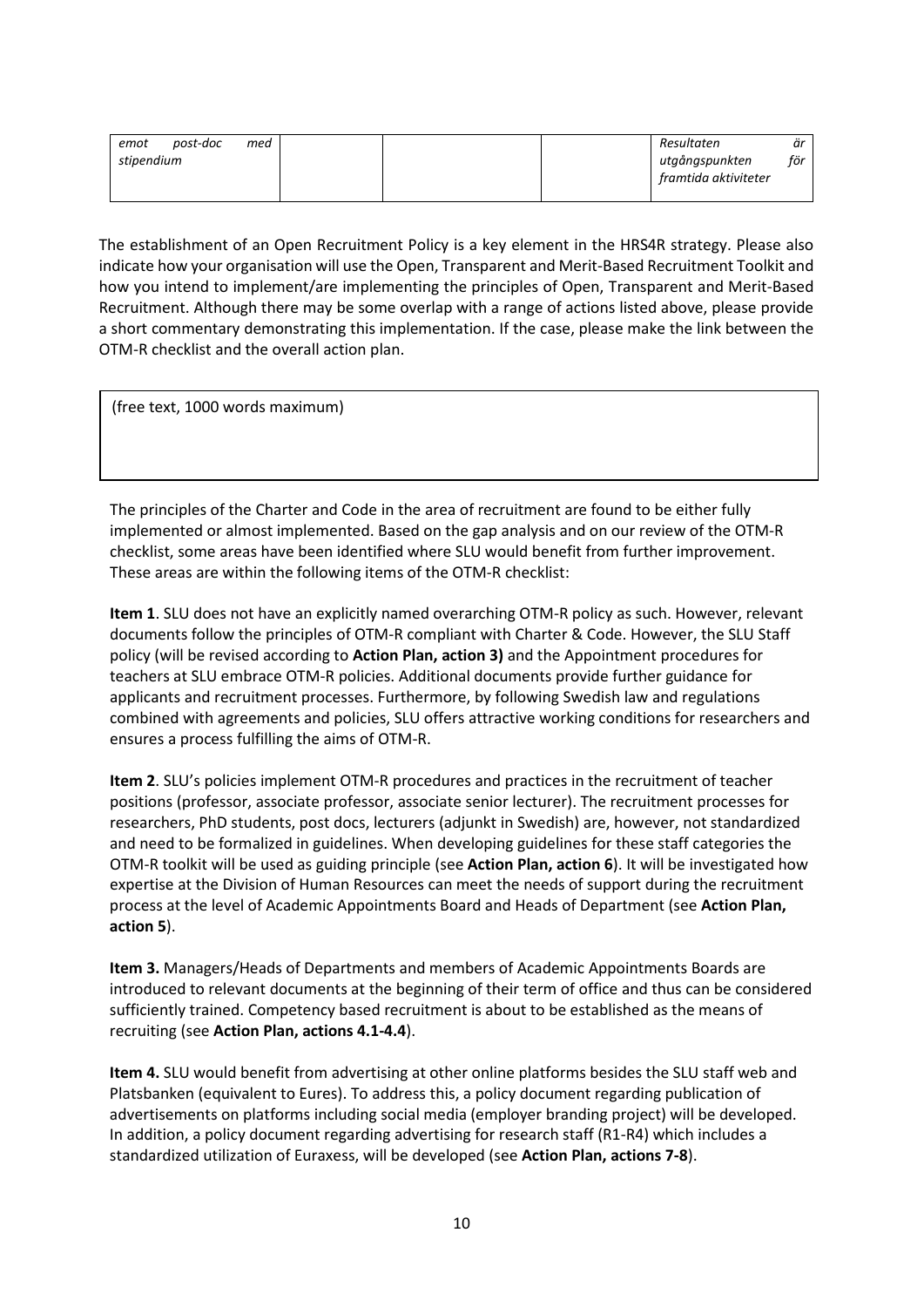| *emot post-doc med stipendium* | | | | *Resultaten är utgångspunkten för framtida aktiviteter* |
|---|---|---|---|---|

The establishment of an Open Recruitment Policy is a key element in the HRS4R strategy. Please also indicate how your organisation will use the Open, Transparent and Merit-Based Recruitment Toolkit and how you intend to implement/are implementing the principles of Open, Transparent and Merit-Based Recruitment. Although there may be some overlap with a range of actions listed above, please provide a short commentary demonstrating this implementation. If the case, please make the link between the OTM-R checklist and the overall action plan.

| (free text, 1000 words maximum) |
|---|

The principles of the Charter and Code in the area of recruitment are found to be either fully implemented or almost implemented. Based on the gap analysis and on our review of the OTM-R checklist, some areas have been identified where SLU would benefit from further improvement. These areas are within the following items of the OTM-R checklist:

**Item 1**. SLU does not have an explicitly named overarching OTM-R policy as such. However, relevant documents follow the principles of OTM-R compliant with Charter & Code. However, the SLU Staff policy (will be revised according to **Action Plan, action 3)** and the Appointment procedures for teachers at SLU embrace OTM-R policies. Additional documents provide further guidance for applicants and recruitment processes. Furthermore, by following Swedish law and regulations combined with agreements and policies, SLU offers attractive working conditions for researchers and ensures a process fulfilling the aims of OTM-R.

**Item 2**. SLU's policies implement OTM-R procedures and practices in the recruitment of teacher positions (professor, associate professor, associate senior lecturer). The recruitment processes for researchers, PhD students, post docs, lecturers (adjunkt in Swedish) are, however, not standardized and need to be formalized in guidelines. When developing guidelines for these staff categories the OTM-R toolkit will be used as guiding principle (see **Action Plan, action 6**). It will be investigated how expertise at the Division of Human Resources can meet the needs of support during the recruitment process at the level of Academic Appointments Board and Heads of Department (see **Action Plan, action 5**).

**Item 3.** Managers/Heads of Departments and members of Academic Appointments Boards are introduced to relevant documents at the beginning of their term of office and thus can be considered sufficiently trained. Competency based recruitment is about to be established as the means of recruiting (see **Action Plan, actions 4.1-4.4**).

**Item 4.** SLU would benefit from advertising at other online platforms besides the SLU staff web and Platsbanken (equivalent to Eures). To address this, a policy document regarding publication of advertisements on platforms including social media (employer branding project) will be developed. In addition, a policy document regarding advertising for research staff (R1-R4) which includes a standardized utilization of Euraxess, will be developed (see **Action Plan, actions 7-8**).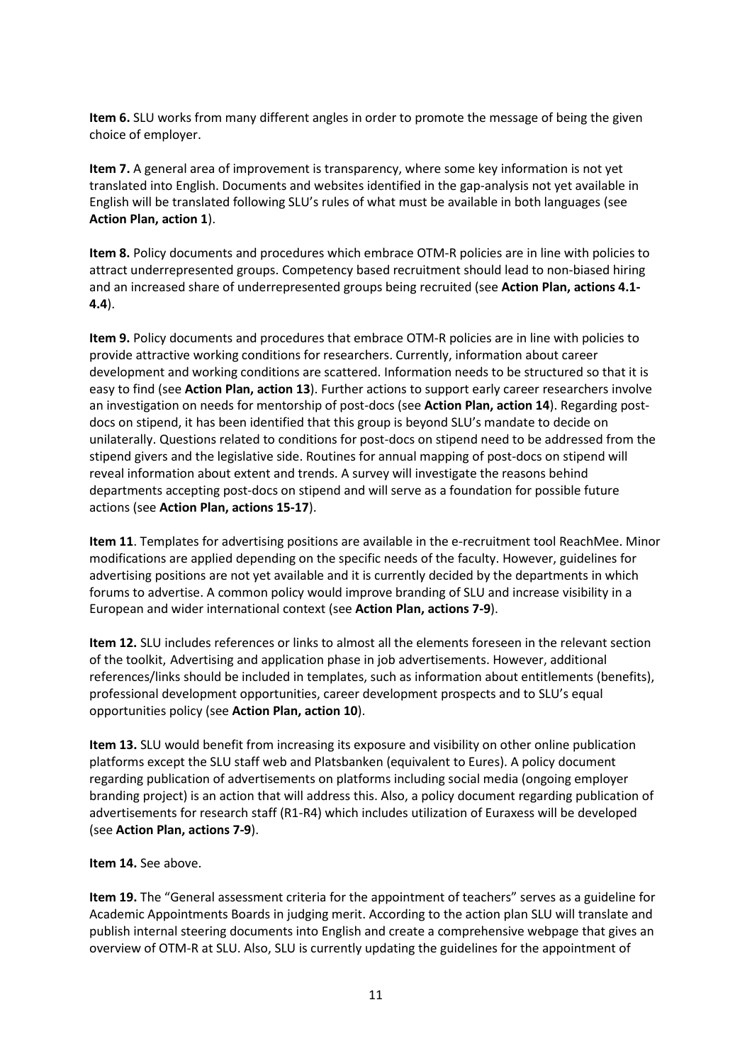**Item 6.** SLU works from many different angles in order to promote the message of being the given choice of employer.

**Item 7.** A general area of improvement is transparency, where some key information is not yet translated into English. Documents and websites identified in the gap-analysis not yet available in English will be translated following SLU's rules of what must be available in both languages (see **Action Plan, action 1**).

**Item 8.** Policy documents and procedures which embrace OTM-R policies are in line with policies to attract underrepresented groups. Competency based recruitment should lead to non-biased hiring and an increased share of underrepresented groups being recruited (see **Action Plan, actions 4.1-4.4**).

**Item 9.** Policy documents and procedures that embrace OTM-R policies are in line with policies to provide attractive working conditions for researchers. Currently, information about career development and working conditions are scattered. Information needs to be structured so that it is easy to find (see **Action Plan, action 13**). Further actions to support early career researchers involve an investigation on needs for mentorship of post-docs (see **Action Plan, action 14**). Regarding post-docs on stipend, it has been identified that this group is beyond SLU's mandate to decide on unilaterally. Questions related to conditions for post-docs on stipend need to be addressed from the stipend givers and the legislative side. Routines for annual mapping of post-docs on stipend will reveal information about extent and trends. A survey will investigate the reasons behind departments accepting post-docs on stipend and will serve as a foundation for possible future actions (see **Action Plan, actions 15-17**).

**Item 11**. Templates for advertising positions are available in the e-recruitment tool ReachMee. Minor modifications are applied depending on the specific needs of the faculty. However, guidelines for advertising positions are not yet available and it is currently decided by the departments in which forums to advertise. A common policy would improve branding of SLU and increase visibility in a European and wider international context (see **Action Plan, actions 7-9**).

**Item 12.** SLU includes references or links to almost all the elements foreseen in the relevant section of the toolkit, Advertising and application phase in job advertisements. However, additional references/links should be included in templates, such as information about entitlements (benefits), professional development opportunities, career development prospects and to SLU's equal opportunities policy (see **Action Plan, action 10**).

**Item 13.** SLU would benefit from increasing its exposure and visibility on other online publication platforms except the SLU staff web and Platsbanken (equivalent to Eures). A policy document regarding publication of advertisements on platforms including social media (ongoing employer branding project) is an action that will address this. Also, a policy document regarding publication of advertisements for research staff (R1-R4) which includes utilization of Euraxess will be developed (see **Action Plan, actions 7-9**).

**Item 14.** See above.

**Item 19.** The "General assessment criteria for the appointment of teachers" serves as a guideline for Academic Appointments Boards in judging merit. According to the action plan SLU will translate and publish internal steering documents into English and create a comprehensive webpage that gives an overview of OTM-R at SLU. Also, SLU is currently updating the guidelines for the appointment of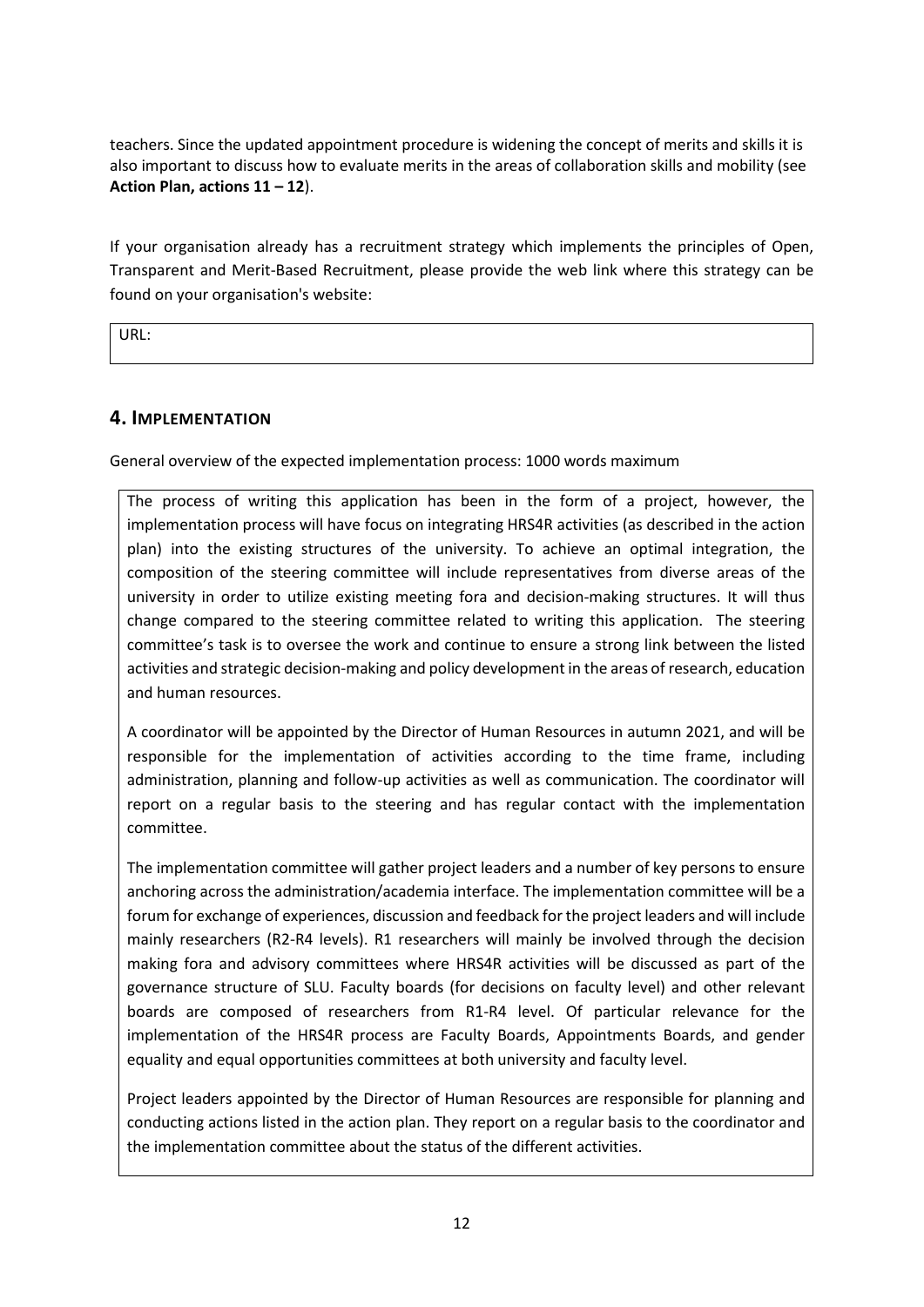teachers. Since the updated appointment procedure is widening the concept of merits and skills it is also important to discuss how to evaluate merits in the areas of collaboration skills and mobility (see **Action Plan, actions 11 – 12**).

If your organisation already has a recruitment strategy which implements the principles of Open, Transparent and Merit-Based Recruitment, please provide the web link where this strategy can be found on your organisation's website:

URL:

## 4. IMPLEMENTATION

General overview of the expected implementation process: 1000 words maximum

The process of writing this application has been in the form of a project, however, the implementation process will have focus on integrating HRS4R activities (as described in the action plan) into the existing structures of the university. To achieve an optimal integration, the composition of the steering committee will include representatives from diverse areas of the university in order to utilize existing meeting fora and decision-making structures. It will thus change compared to the steering committee related to writing this application. The steering committee's task is to oversee the work and continue to ensure a strong link between the listed activities and strategic decision-making and policy development in the areas of research, education and human resources.

A coordinator will be appointed by the Director of Human Resources in autumn 2021, and will be responsible for the implementation of activities according to the time frame, including administration, planning and follow-up activities as well as communication. The coordinator will report on a regular basis to the steering and has regular contact with the implementation committee.

The implementation committee will gather project leaders and a number of key persons to ensure anchoring across the administration/academia interface. The implementation committee will be a forum for exchange of experiences, discussion and feedback for the project leaders and will include mainly researchers (R2-R4 levels). R1 researchers will mainly be involved through the decision making fora and advisory committees where HRS4R activities will be discussed as part of the governance structure of SLU. Faculty boards (for decisions on faculty level) and other relevant boards are composed of researchers from R1-R4 level. Of particular relevance for the implementation of the HRS4R process are Faculty Boards, Appointments Boards, and gender equality and equal opportunities committees at both university and faculty level.

Project leaders appointed by the Director of Human Resources are responsible for planning and conducting actions listed in the action plan. They report on a regular basis to the coordinator and the implementation committee about the status of the different activities.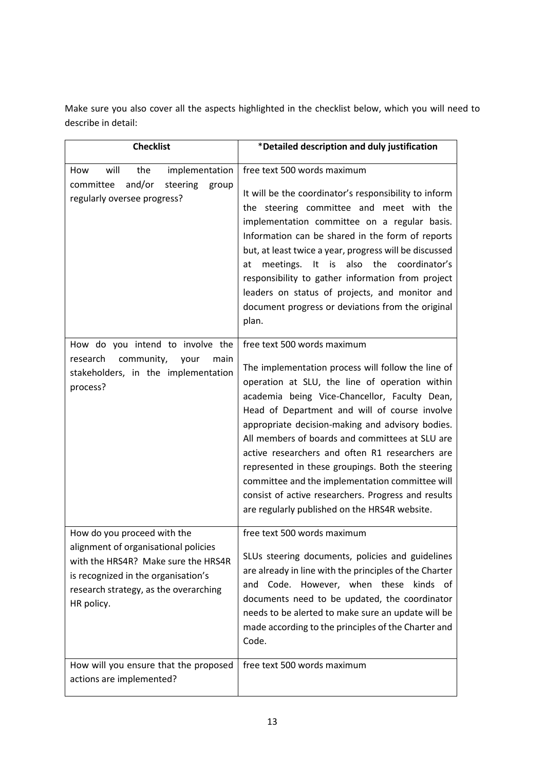Make sure you also cover all the aspects highlighted in the checklist below, which you will need to describe in detail:

| Checklist | *Detailed description and duly justification |
|---|---|
| How will the implementation committee and/or steering group regularly oversee progress? | free text 500 words maximum<br><br>It will be the coordinator's responsibility to inform the steering committee and meet with the implementation committee on a regular basis. Information can be shared in the form of reports but, at least twice a year, progress will be discussed at meetings. It is also the coordinator's responsibility to gather information from project leaders on status of projects, and monitor and document progress or deviations from the original plan. |
| How do you intend to involve the research community, your main stakeholders, in the implementation process? | free text 500 words maximum<br><br>The implementation process will follow the line of operation at SLU, the line of operation within academia being Vice-Chancellor, Faculty Dean, Head of Department and will of course involve appropriate decision-making and advisory bodies. All members of boards and committees at SLU are active researchers and often R1 researchers are represented in these groupings. Both the steering committee and the implementation committee will consist of active researchers. Progress and results are regularly published on the HRS4R website. |
| How do you proceed with the alignment of organisational policies with the HRS4R? Make sure the HRS4R is recognized in the organisation's research strategy, as the overarching HR policy. | free text 500 words maximum<br><br>SLUs steering documents, policies and guidelines are already in line with the principles of the Charter and Code. However, when these kinds of documents need to be updated, the coordinator needs to be alerted to make sure an update will be made according to the principles of the Charter and Code. |
| How will you ensure that the proposed actions are implemented? | free text 500 words maximum |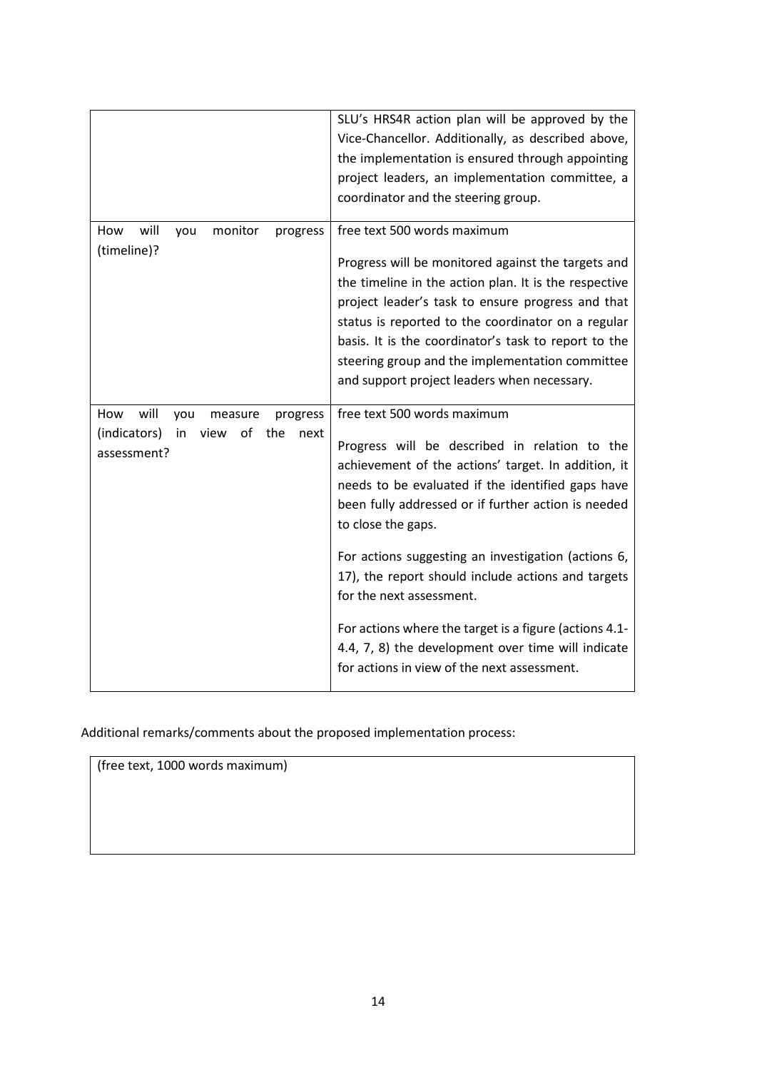| | |
|---|---|
| | SLU's HRS4R action plan will be approved by the Vice-Chancellor. Additionally, as described above, the implementation is ensured through appointing project leaders, an implementation committee, a coordinator and the steering group. |
| How will you monitor progress (timeline)? | free text 500 words maximum<br><br>Progress will be monitored against the targets and the timeline in the action plan. It is the respective project leader's task to ensure progress and that status is reported to the coordinator on a regular basis. It is the coordinator's task to report to the steering group and the implementation committee and support project leaders when necessary. |
| How will you measure progress (indicators) in view of the next assessment? | free text 500 words maximum<br><br>Progress will be described in relation to the achievement of the actions' target. In addition, it needs to be evaluated if the identified gaps have been fully addressed or if further action is needed to close the gaps.<br><br>For actions suggesting an investigation (actions 6, 17), the report should include actions and targets for the next assessment.<br><br>For actions where the target is a figure (actions 4.1-4.4, 7, 8) the development over time will indicate for actions in view of the next assessment. |

Additional remarks/comments about the proposed implementation process:

| |
|---|
| (free text, 1000 words maximum) |